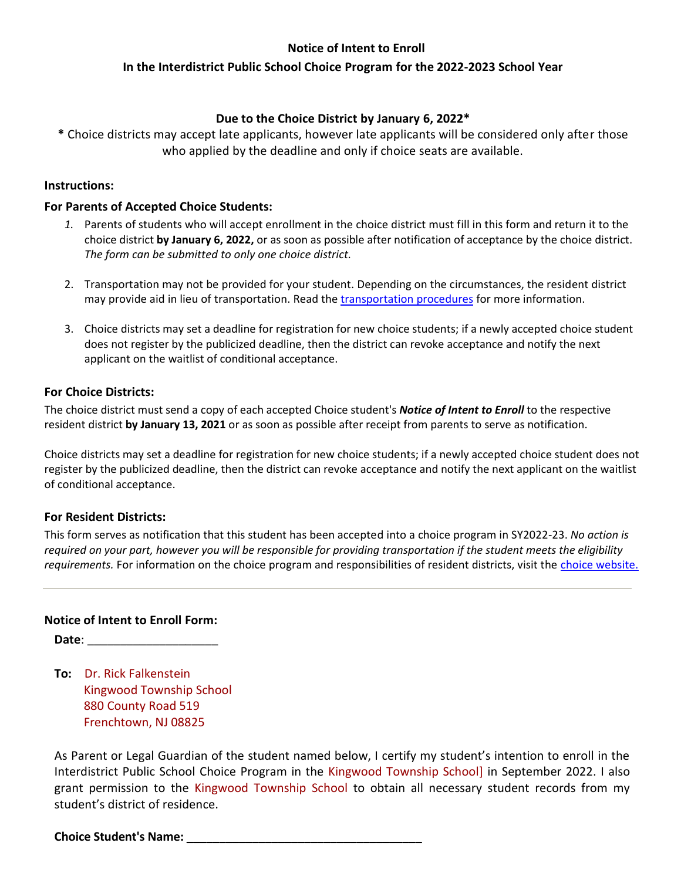**Notice of Intent to Enroll**

**In the Interdistrict Public School Choice Program for the 2022-2023 School Year**

**Due to the Choice District by January 6, 2022***

**\*** Choice districts may accept late applicants, however late applicants will be considered only after those who applied by the deadline and only if choice seats are available.

**Instructions:**

**For Parents of Accepted Choice Students:**

1. Parents of students who will accept enrollment in the choice district must fill in this form and return it to the choice district **by January 6, 2022,** or as soon as possible after notification of acceptance by the choice district. *The form can be submitted to only one choice district.*

2. Transportation may not be provided for your student. Depending on the circumstances, the resident district may provide aid in lieu of transportation. Read the transportation procedures for more information.

3. Choice districts may set a deadline for registration for new choice students; if a newly accepted choice student does not register by the publicized deadline, then the district can revoke acceptance and notify the next applicant on the waitlist of conditional acceptance.

**For Choice Districts:**

The choice district must send a copy of each accepted Choice student's ***Notice of Intent to Enroll*** to the respective resident district **by January 13, 2021** or as soon as possible after receipt from parents to serve as notification.

Choice districts may set a deadline for registration for new choice students; if a newly accepted choice student does not register by the publicized deadline, then the district can revoke acceptance and notify the next applicant on the waitlist of conditional acceptance.

**For Resident Districts:**

This form serves as notification that this student has been accepted into a choice program in SY2022-23. *No action is required on your part, however you will be responsible for providing transportation if the student meets the eligibility requirements.* For information on the choice program and responsibilities of resident districts, visit the choice website.

---

**Notice of Intent to Enroll Form:**

**Date**: ____________________

**To:** Dr. Rick Falkenstein
Kingwood Township School
880 County Road 519
Frenchtown, NJ 08825

As Parent or Legal Guardian of the student named below, I certify my student's intention to enroll in the Interdistrict Public School Choice Program in the Kingwood Township School] in September 2022. I also grant permission to the Kingwood Township School to obtain all necessary student records from my student's district of residence.

**Choice Student's Name: ____________________________________**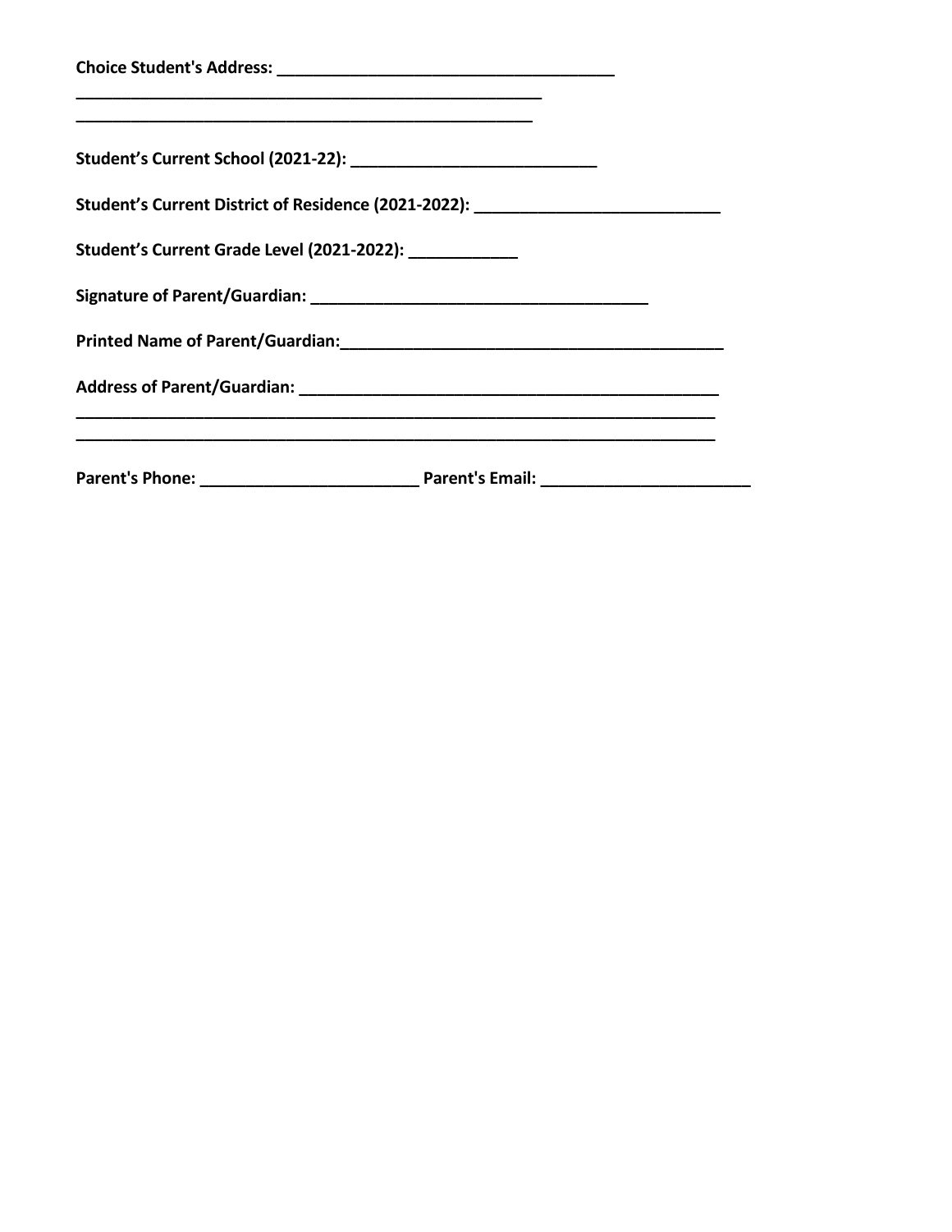**Choice Student's Address: ___________________________________**

**______________________________________________**

**______________________________________________**

**Student's Current School (2021-22): _________________________**

**Student's Current District of Residence (2021-2022): _________________________**

**Student's Current Grade Level (2021-2022): ___________**

**Signature of Parent/Guardian: __________________________________**

**Printed Name of Parent/Guardian:________________________________________**

**Address of Parent/Guardian: ___________________________________________**

**______________________________________________________________**

**______________________________________________________________**

**Parent's Phone: ______________________ Parent's Email: _____________________**